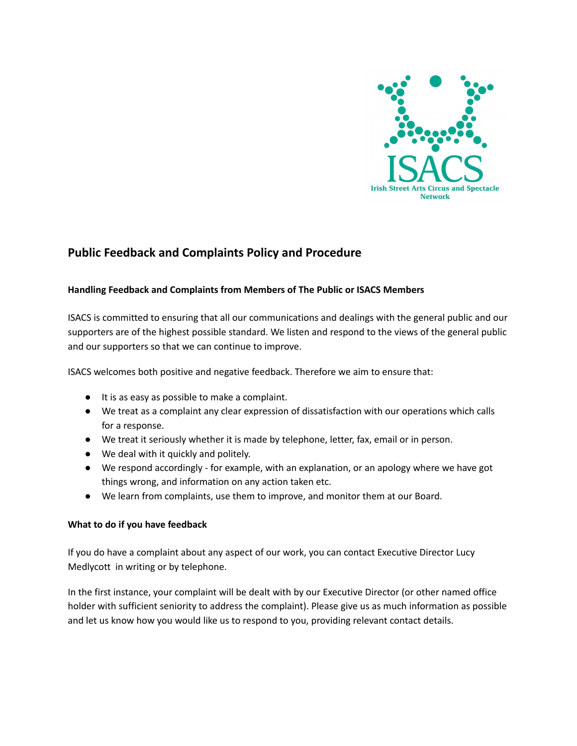ISACS

Irish Street Arts Circus and Spectacle Network

## Public Feedback and Complaints Policy and Procedure

### Handling Feedback and Complaints from Members of The Public or ISACS Members

ISACS is committed to ensuring that all our communications and dealings with the general public and our supporters are of the highest possible standard. We listen and respond to the views of the general public and our supporters so that we can continue to improve.

ISACS welcomes both positive and negative feedback. Therefore we aim to ensure that:

- It is as easy as possible to make a complaint.
- We treat as a complaint any clear expression of dissatisfaction with our operations which calls for a response.
- We treat it seriously whether it is made by telephone, letter, fax, email or in person.
- We deal with it quickly and politely.
- We respond accordingly - for example, with an explanation, or an apology where we have got things wrong, and information on any action taken etc.
- We learn from complaints, use them to improve, and monitor them at our Board.

### What to do if you have feedback

If you do have a complaint about any aspect of our work, you can contact Executive Director Lucy Medlycott in writing or by telephone.

In the first instance, your complaint will be dealt with by our Executive Director (or other named office holder with sufficient seniority to address the complaint). Please give us as much information as possible and let us know how you would like us to respond to you, providing relevant contact details.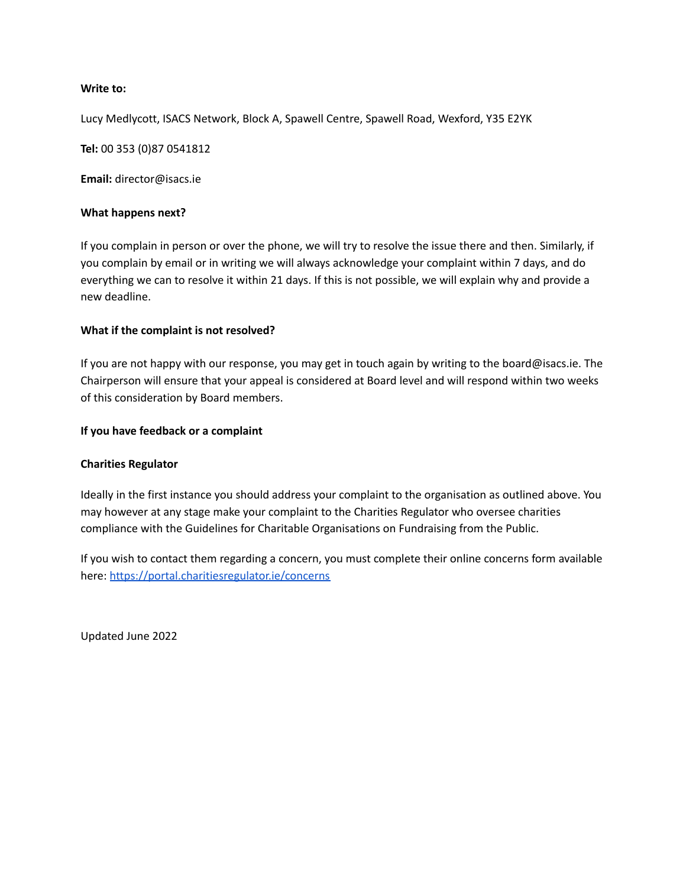**Write to:**

Lucy Medlycott, ISACS Network, Block A, Spawell Centre, Spawell Road, Wexford, Y35 E2YK

**Tel:** 00 353 (0)87 0541812

**Email:** director@isacs.ie

**What happens next?**

If you complain in person or over the phone, we will try to resolve the issue there and then. Similarly, if you complain by email or in writing we will always acknowledge your complaint within 7 days, and do everything we can to resolve it within 21 days. If this is not possible, we will explain why and provide a new deadline.

**What if the complaint is not resolved?**

If you are not happy with our response, you may get in touch again by writing to the board@isacs.ie. The Chairperson will ensure that your appeal is considered at Board level and will respond within two weeks of this consideration by Board members.

**If you have feedback or a complaint**

**Charities Regulator**

Ideally in the first instance you should address your complaint to the organisation as outlined above. You may however at any stage make your complaint to the Charities Regulator who oversee charities compliance with the Guidelines for Charitable Organisations on Fundraising from the Public.

If you wish to contact them regarding a concern, you must complete their online concerns form available here: [https://portal.charitiesregulator.ie/concerns](https://portal.charitiesregulator.ie/concerns)

Updated June 2022